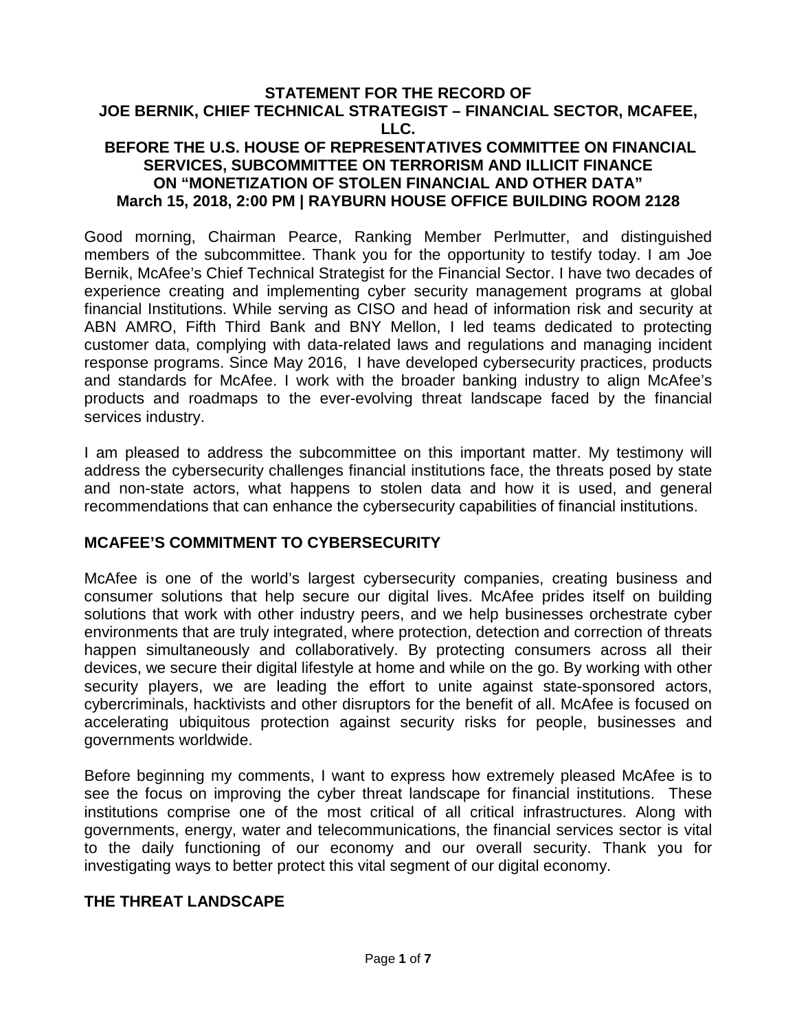**STATEMENT FOR THE RECORD OF**
**JOE BERNIK, CHIEF TECHNICAL STRATEGIST – FINANCIAL SECTOR, MCAFEE, LLC.**
**BEFORE THE U.S. HOUSE OF REPRESENTATIVES COMMITTEE ON FINANCIAL SERVICES, SUBCOMMITTEE ON TERRORISM AND ILLICIT FINANCE**
**ON "MONETIZATION OF STOLEN FINANCIAL AND OTHER DATA"**
**March 15, 2018, 2:00 PM | RAYBURN HOUSE OFFICE BUILDING ROOM 2128**

Good morning, Chairman Pearce, Ranking Member Perlmutter, and distinguished members of the subcommittee. Thank you for the opportunity to testify today. I am Joe Bernik, McAfee's Chief Technical Strategist for the Financial Sector. I have two decades of experience creating and implementing cyber security management programs at global financial Institutions. While serving as CISO and head of information risk and security at ABN AMRO, Fifth Third Bank and BNY Mellon, I led teams dedicated to protecting customer data, complying with data-related laws and regulations and managing incident response programs. Since May 2016, I have developed cybersecurity practices, products and standards for McAfee. I work with the broader banking industry to align McAfee's products and roadmaps to the ever-evolving threat landscape faced by the financial services industry.

I am pleased to address the subcommittee on this important matter. My testimony will address the cybersecurity challenges financial institutions face, the threats posed by state and non-state actors, what happens to stolen data and how it is used, and general recommendations that can enhance the cybersecurity capabilities of financial institutions.

## MCAFEE'S COMMITMENT TO CYBERSECURITY

McAfee is one of the world's largest cybersecurity companies, creating business and consumer solutions that help secure our digital lives. McAfee prides itself on building solutions that work with other industry peers, and we help businesses orchestrate cyber environments that are truly integrated, where protection, detection and correction of threats happen simultaneously and collaboratively. By protecting consumers across all their devices, we secure their digital lifestyle at home and while on the go. By working with other security players, we are leading the effort to unite against state-sponsored actors, cybercriminals, hacktivists and other disruptors for the benefit of all. McAfee is focused on accelerating ubiquitous protection against security risks for people, businesses and governments worldwide.

Before beginning my comments, I want to express how extremely pleased McAfee is to see the focus on improving the cyber threat landscape for financial institutions. These institutions comprise one of the most critical of all critical infrastructures. Along with governments, energy, water and telecommunications, the financial services sector is vital to the daily functioning of our economy and our overall security. Thank you for investigating ways to better protect this vital segment of our digital economy.

## THE THREAT LANDSCAPE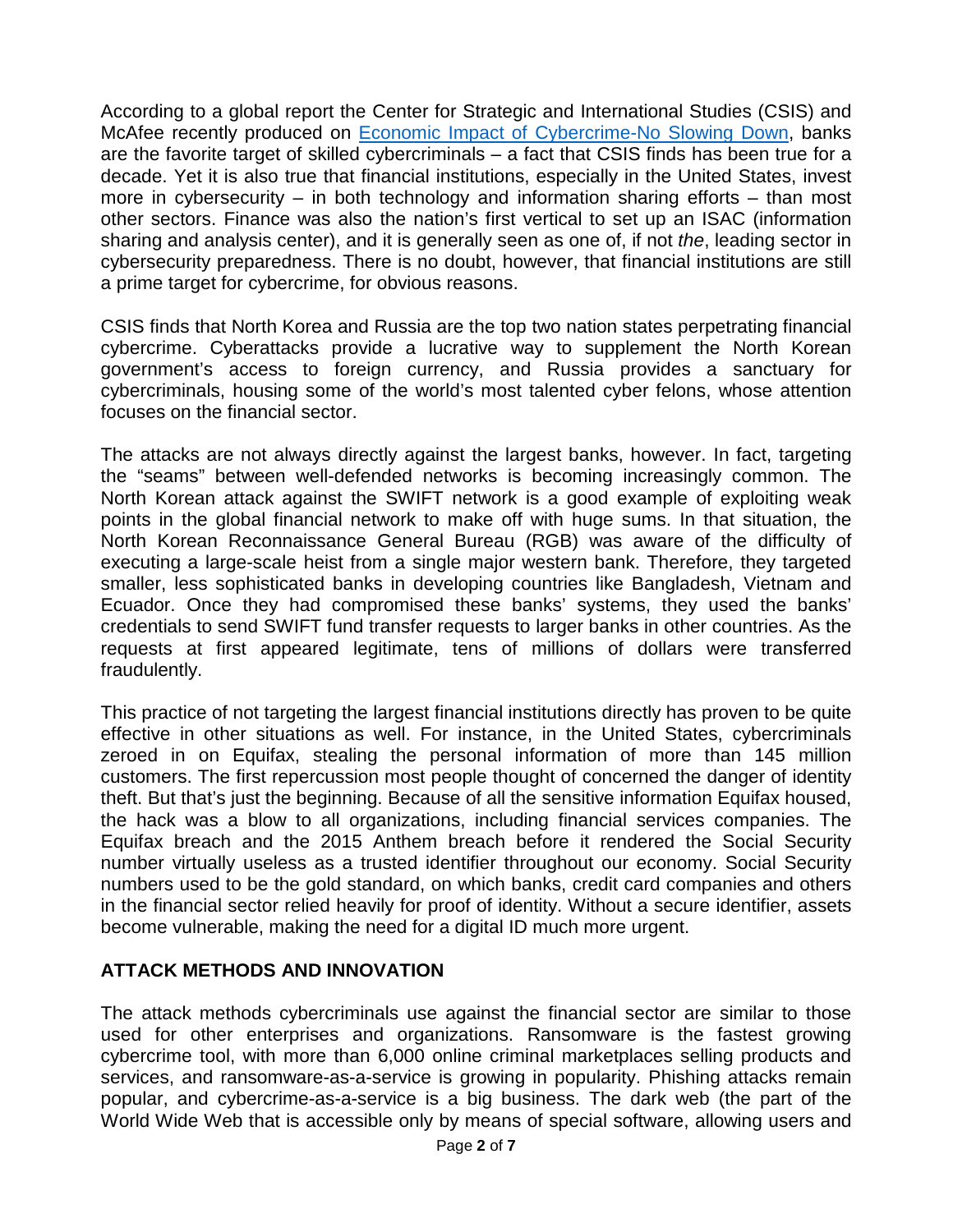According to a global report the Center for Strategic and International Studies (CSIS) and McAfee recently produced on [Economic Impact of Cybercrime-No Slowing Down](), banks are the favorite target of skilled cybercriminals – a fact that CSIS finds has been true for a decade. Yet it is also true that financial institutions, especially in the United States, invest more in cybersecurity – in both technology and information sharing efforts – than most other sectors. Finance was also the nation's first vertical to set up an ISAC (information sharing and analysis center), and it is generally seen as one of, if not *the*, leading sector in cybersecurity preparedness. There is no doubt, however, that financial institutions are still a prime target for cybercrime, for obvious reasons.

CSIS finds that North Korea and Russia are the top two nation states perpetrating financial cybercrime. Cyberattacks provide a lucrative way to supplement the North Korean government's access to foreign currency, and Russia provides a sanctuary for cybercriminals, housing some of the world's most talented cyber felons, whose attention focuses on the financial sector.

The attacks are not always directly against the largest banks, however. In fact, targeting the "seams" between well-defended networks is becoming increasingly common. The North Korean attack against the SWIFT network is a good example of exploiting weak points in the global financial network to make off with huge sums. In that situation, the North Korean Reconnaissance General Bureau (RGB) was aware of the difficulty of executing a large-scale heist from a single major western bank. Therefore, they targeted smaller, less sophisticated banks in developing countries like Bangladesh, Vietnam and Ecuador. Once they had compromised these banks' systems, they used the banks' credentials to send SWIFT fund transfer requests to larger banks in other countries. As the requests at first appeared legitimate, tens of millions of dollars were transferred fraudulently.

This practice of not targeting the largest financial institutions directly has proven to be quite effective in other situations as well. For instance, in the United States, cybercriminals zeroed in on Equifax, stealing the personal information of more than 145 million customers. The first repercussion most people thought of concerned the danger of identity theft. But that's just the beginning. Because of all the sensitive information Equifax housed, the hack was a blow to all organizations, including financial services companies. The Equifax breach and the 2015 Anthem breach before it rendered the Social Security number virtually useless as a trusted identifier throughout our economy. Social Security numbers used to be the gold standard, on which banks, credit card companies and others in the financial sector relied heavily for proof of identity. Without a secure identifier, assets become vulnerable, making the need for a digital ID much more urgent.

## ATTACK METHODS AND INNOVATION

The attack methods cybercriminals use against the financial sector are similar to those used for other enterprises and organizations. Ransomware is the fastest growing cybercrime tool, with more than 6,000 online criminal marketplaces selling products and services, and ransomware-as-a-service is growing in popularity. Phishing attacks remain popular, and cybercrime-as-a-service is a big business. The dark web (the part of the World Wide Web that is accessible only by means of special software, allowing users and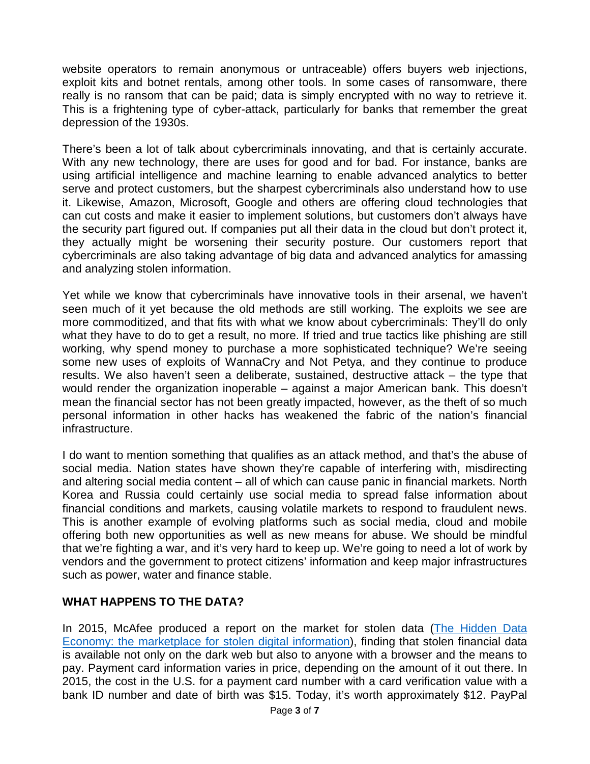website operators to remain anonymous or untraceable) offers buyers web injections, exploit kits and botnet rentals, among other tools. In some cases of ransomware, there really is no ransom that can be paid; data is simply encrypted with no way to retrieve it. This is a frightening type of cyber-attack, particularly for banks that remember the great depression of the 1930s.

There's been a lot of talk about cybercriminals innovating, and that is certainly accurate. With any new technology, there are uses for good and for bad. For instance, banks are using artificial intelligence and machine learning to enable advanced analytics to better serve and protect customers, but the sharpest cybercriminals also understand how to use it. Likewise, Amazon, Microsoft, Google and others are offering cloud technologies that can cut costs and make it easier to implement solutions, but customers don't always have the security part figured out. If companies put all their data in the cloud but don't protect it, they actually might be worsening their security posture. Our customers report that cybercriminals are also taking advantage of big data and advanced analytics for amassing and analyzing stolen information.

Yet while we know that cybercriminals have innovative tools in their arsenal, we haven't seen much of it yet because the old methods are still working. The exploits we see are more commoditized, and that fits with what we know about cybercriminals: They'll do only what they have to do to get a result, no more. If tried and true tactics like phishing are still working, why spend money to purchase a more sophisticated technique? We're seeing some new uses of exploits of WannaCry and Not Petya, and they continue to produce results. We also haven't seen a deliberate, sustained, destructive attack – the type that would render the organization inoperable – against a major American bank. This doesn't mean the financial sector has not been greatly impacted, however, as the theft of so much personal information in other hacks has weakened the fabric of the nation's financial infrastructure.

I do want to mention something that qualifies as an attack method, and that's the abuse of social media. Nation states have shown they're capable of interfering with, misdirecting and altering social media content – all of which can cause panic in financial markets. North Korea and Russia could certainly use social media to spread false information about financial conditions and markets, causing volatile markets to respond to fraudulent news. This is another example of evolving platforms such as social media, cloud and mobile offering both new opportunities as well as new means for abuse. We should be mindful that we're fighting a war, and it's very hard to keep up. We're going to need a lot of work by vendors and the government to protect citizens' information and keep major infrastructures such as power, water and finance stable.

## WHAT HAPPENS TO THE DATA?

In 2015, McAfee produced a report on the market for stolen data (The Hidden Data Economy: the marketplace for stolen digital information), finding that stolen financial data is available not only on the dark web but also to anyone with a browser and the means to pay. Payment card information varies in price, depending on the amount of it out there. In 2015, the cost in the U.S. for a payment card number with a card verification value with a bank ID number and date of birth was $15. Today, it's worth approximately $12. PayPal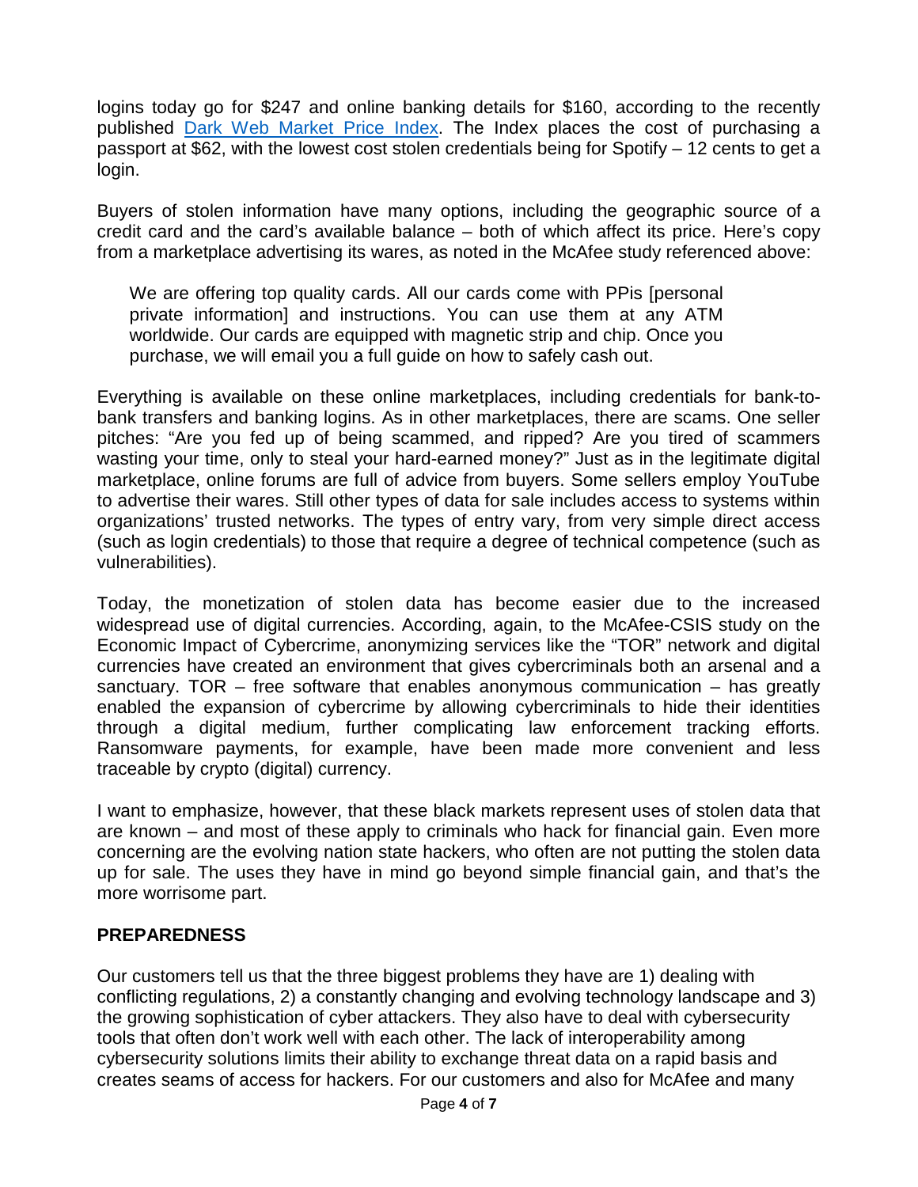logins today go for $247 and online banking details for $160, according to the recently published [Dark Web Market Price Index](). The Index places the cost of purchasing a passport at $62, with the lowest cost stolen credentials being for Spotify – 12 cents to get a login.

Buyers of stolen information have many options, including the geographic source of a credit card and the card's available balance – both of which affect its price. Here's copy from a marketplace advertising its wares, as noted in the McAfee study referenced above:

> We are offering top quality cards. All our cards come with PPis [personal private information] and instructions. You can use them at any ATM worldwide. Our cards are equipped with magnetic strip and chip. Once you purchase, we will email you a full guide on how to safely cash out.

Everything is available on these online marketplaces, including credentials for bank-to-bank transfers and banking logins. As in other marketplaces, there are scams. One seller pitches: "Are you fed up of being scammed, and ripped? Are you tired of scammers wasting your time, only to steal your hard-earned money?" Just as in the legitimate digital marketplace, online forums are full of advice from buyers. Some sellers employ YouTube to advertise their wares. Still other types of data for sale includes access to systems within organizations' trusted networks. The types of entry vary, from very simple direct access (such as login credentials) to those that require a degree of technical competence (such as vulnerabilities).

Today, the monetization of stolen data has become easier due to the increased widespread use of digital currencies. According, again, to the McAfee-CSIS study on the Economic Impact of Cybercrime, anonymizing services like the "TOR" network and digital currencies have created an environment that gives cybercriminals both an arsenal and a sanctuary. TOR – free software that enables anonymous communication – has greatly enabled the expansion of cybercrime by allowing cybercriminals to hide their identities through a digital medium, further complicating law enforcement tracking efforts. Ransomware payments, for example, have been made more convenient and less traceable by crypto (digital) currency.

I want to emphasize, however, that these black markets represent uses of stolen data that are known – and most of these apply to criminals who hack for financial gain. Even more concerning are the evolving nation state hackers, who often are not putting the stolen data up for sale. The uses they have in mind go beyond simple financial gain, and that's the more worrisome part.

## PREPAREDNESS

Our customers tell us that the three biggest problems they have are 1) dealing with conflicting regulations, 2) a constantly changing and evolving technology landscape and 3) the growing sophistication of cyber attackers. They also have to deal with cybersecurity tools that often don't work well with each other. The lack of interoperability among cybersecurity solutions limits their ability to exchange threat data on a rapid basis and creates seams of access for hackers. For our customers and also for McAfee and many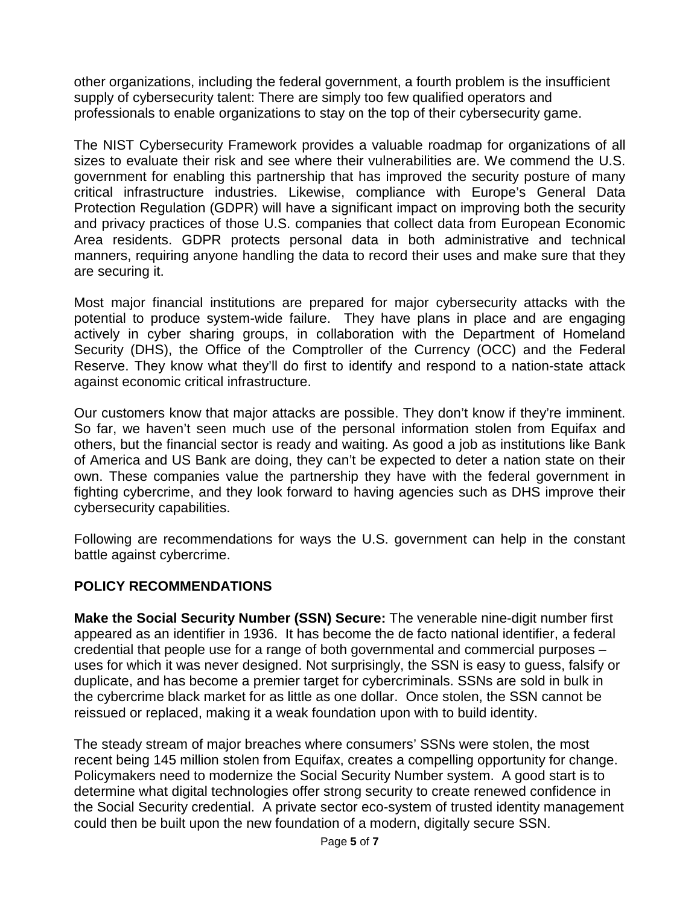other organizations, including the federal government, a fourth problem is the insufficient supply of cybersecurity talent: There are simply too few qualified operators and professionals to enable organizations to stay on the top of their cybersecurity game.

The NIST Cybersecurity Framework provides a valuable roadmap for organizations of all sizes to evaluate their risk and see where their vulnerabilities are. We commend the U.S. government for enabling this partnership that has improved the security posture of many critical infrastructure industries. Likewise, compliance with Europe's General Data Protection Regulation (GDPR) will have a significant impact on improving both the security and privacy practices of those U.S. companies that collect data from European Economic Area residents. GDPR protects personal data in both administrative and technical manners, requiring anyone handling the data to record their uses and make sure that they are securing it.

Most major financial institutions are prepared for major cybersecurity attacks with the potential to produce system-wide failure. They have plans in place and are engaging actively in cyber sharing groups, in collaboration with the Department of Homeland Security (DHS), the Office of the Comptroller of the Currency (OCC) and the Federal Reserve. They know what they'll do first to identify and respond to a nation-state attack against economic critical infrastructure.

Our customers know that major attacks are possible. They don't know if they're imminent. So far, we haven't seen much use of the personal information stolen from Equifax and others, but the financial sector is ready and waiting. As good a job as institutions like Bank of America and US Bank are doing, they can't be expected to deter a nation state on their own. These companies value the partnership they have with the federal government in fighting cybercrime, and they look forward to having agencies such as DHS improve their cybersecurity capabilities.

Following are recommendations for ways the U.S. government can help in the constant battle against cybercrime.

## POLICY RECOMMENDATIONS

**Make the Social Security Number (SSN) Secure:** The venerable nine-digit number first appeared as an identifier in 1936. It has become the de facto national identifier, a federal credential that people use for a range of both governmental and commercial purposes – uses for which it was never designed. Not surprisingly, the SSN is easy to guess, falsify or duplicate, and has become a premier target for cybercriminals. SSNs are sold in bulk in the cybercrime black market for as little as one dollar. Once stolen, the SSN cannot be reissued or replaced, making it a weak foundation upon with to build identity.

The steady stream of major breaches where consumers' SSNs were stolen, the most recent being 145 million stolen from Equifax, creates a compelling opportunity for change. Policymakers need to modernize the Social Security Number system. A good start is to determine what digital technologies offer strong security to create renewed confidence in the Social Security credential. A private sector eco-system of trusted identity management could then be built upon the new foundation of a modern, digitally secure SSN.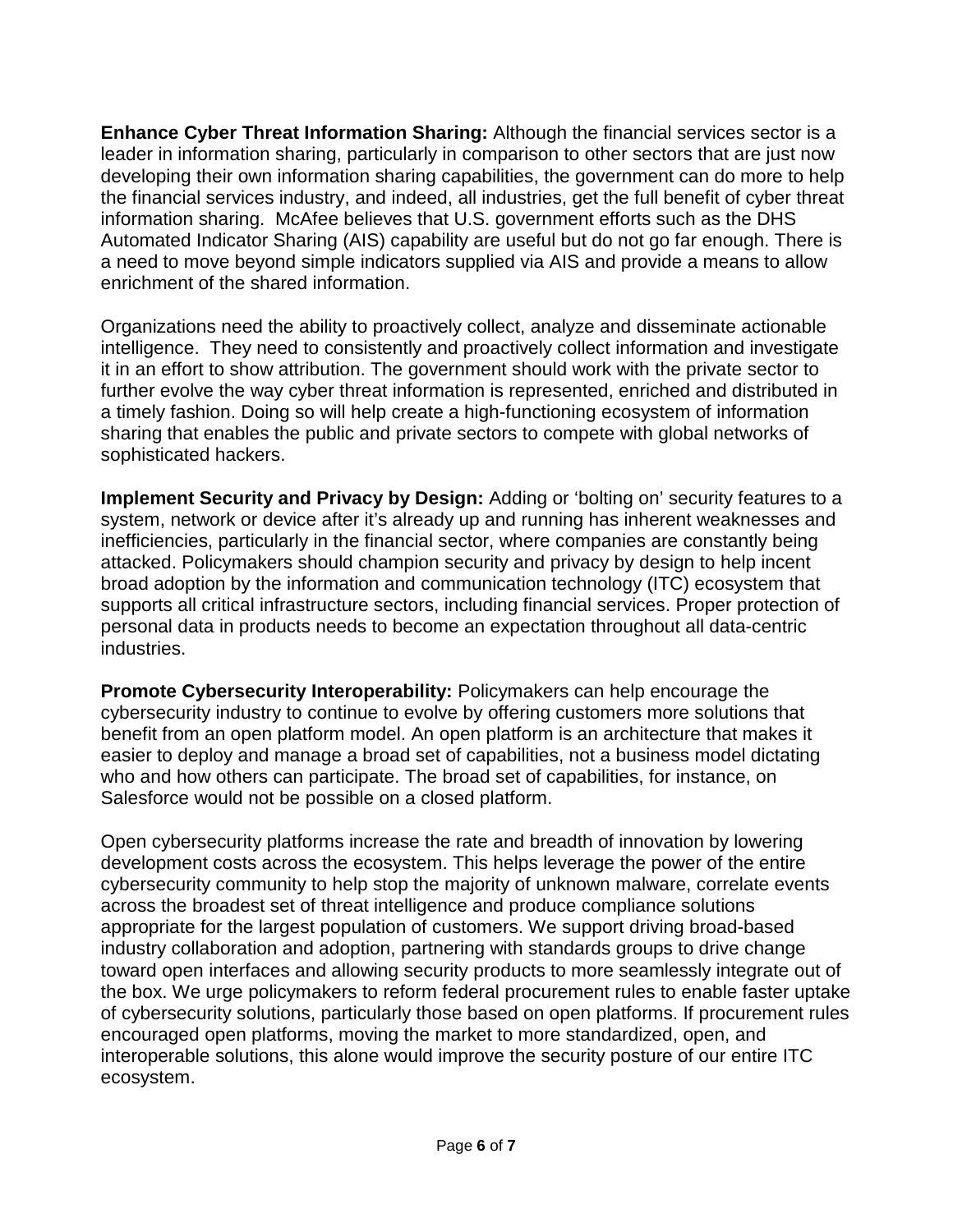**Enhance Cyber Threat Information Sharing:** Although the financial services sector is a leader in information sharing, particularly in comparison to other sectors that are just now developing their own information sharing capabilities, the government can do more to help the financial services industry, and indeed, all industries, get the full benefit of cyber threat information sharing. McAfee believes that U.S. government efforts such as the DHS Automated Indicator Sharing (AIS) capability are useful but do not go far enough. There is a need to move beyond simple indicators supplied via AIS and provide a means to allow enrichment of the shared information.

Organizations need the ability to proactively collect, analyze and disseminate actionable intelligence. They need to consistently and proactively collect information and investigate it in an effort to show attribution. The government should work with the private sector to further evolve the way cyber threat information is represented, enriched and distributed in a timely fashion. Doing so will help create a high-functioning ecosystem of information sharing that enables the public and private sectors to compete with global networks of sophisticated hackers.

**Implement Security and Privacy by Design:** Adding or 'bolting on' security features to a system, network or device after it's already up and running has inherent weaknesses and inefficiencies, particularly in the financial sector, where companies are constantly being attacked. Policymakers should champion security and privacy by design to help incent broad adoption by the information and communication technology (ITC) ecosystem that supports all critical infrastructure sectors, including financial services. Proper protection of personal data in products needs to become an expectation throughout all data-centric industries.

**Promote Cybersecurity Interoperability:** Policymakers can help encourage the cybersecurity industry to continue to evolve by offering customers more solutions that benefit from an open platform model. An open platform is an architecture that makes it easier to deploy and manage a broad set of capabilities, not a business model dictating who and how others can participate. The broad set of capabilities, for instance, on Salesforce would not be possible on a closed platform.

Open cybersecurity platforms increase the rate and breadth of innovation by lowering development costs across the ecosystem. This helps leverage the power of the entire cybersecurity community to help stop the majority of unknown malware, correlate events across the broadest set of threat intelligence and produce compliance solutions appropriate for the largest population of customers. We support driving broad-based industry collaboration and adoption, partnering with standards groups to drive change toward open interfaces and allowing security products to more seamlessly integrate out of the box. We urge policymakers to reform federal procurement rules to enable faster uptake of cybersecurity solutions, particularly those based on open platforms. If procurement rules encouraged open platforms, moving the market to more standardized, open, and interoperable solutions, this alone would improve the security posture of our entire ITC ecosystem.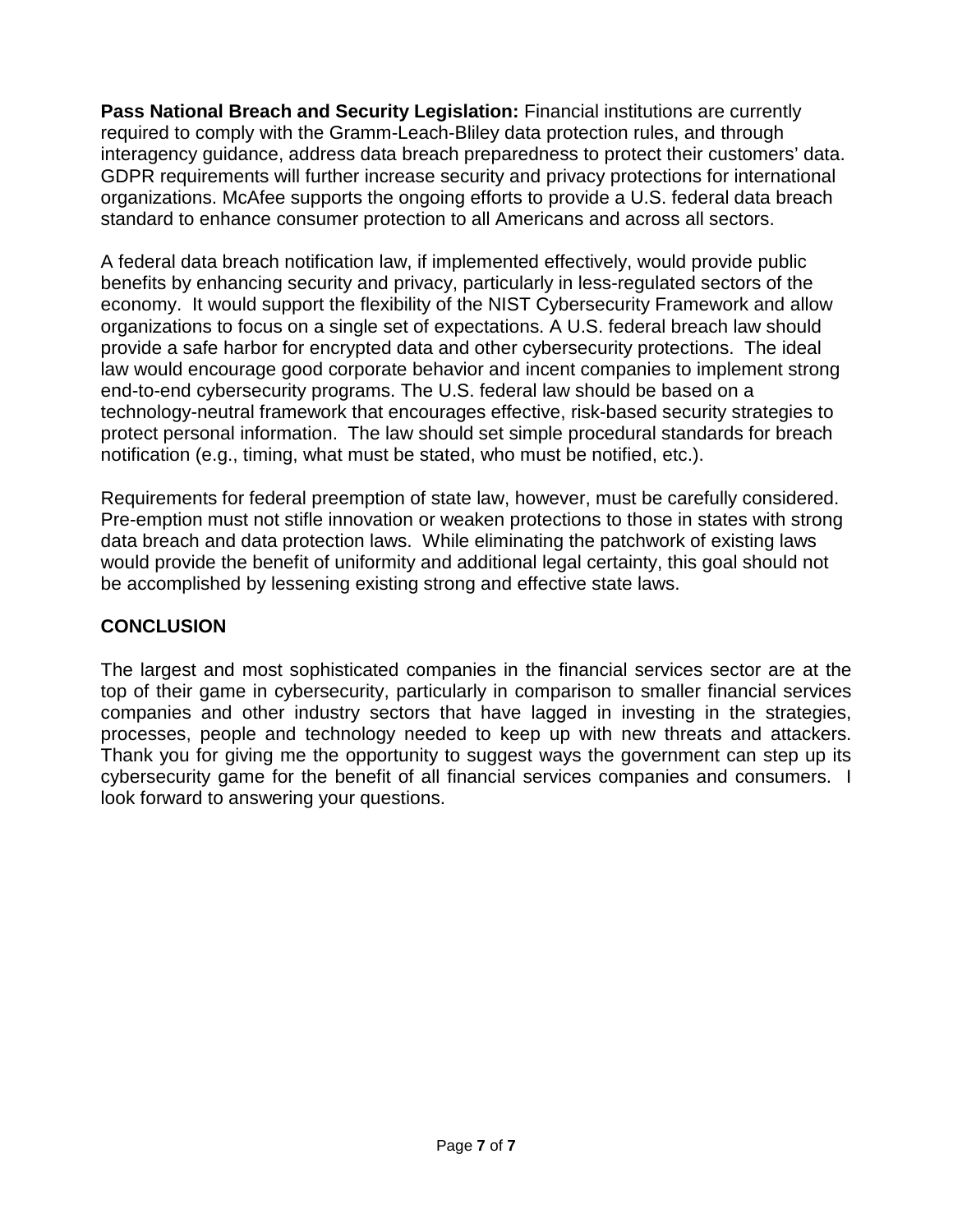**Pass National Breach and Security Legislation:** Financial institutions are currently required to comply with the Gramm-Leach-Bliley data protection rules, and through interagency guidance, address data breach preparedness to protect their customers' data. GDPR requirements will further increase security and privacy protections for international organizations. McAfee supports the ongoing efforts to provide a U.S. federal data breach standard to enhance consumer protection to all Americans and across all sectors.

A federal data breach notification law, if implemented effectively, would provide public benefits by enhancing security and privacy, particularly in less-regulated sectors of the economy. It would support the flexibility of the NIST Cybersecurity Framework and allow organizations to focus on a single set of expectations. A U.S. federal breach law should provide a safe harbor for encrypted data and other cybersecurity protections. The ideal law would encourage good corporate behavior and incent companies to implement strong end-to-end cybersecurity programs. The U.S. federal law should be based on a technology-neutral framework that encourages effective, risk-based security strategies to protect personal information. The law should set simple procedural standards for breach notification (e.g., timing, what must be stated, who must be notified, etc.).

Requirements for federal preemption of state law, however, must be carefully considered. Pre-emption must not stifle innovation or weaken protections to those in states with strong data breach and data protection laws. While eliminating the patchwork of existing laws would provide the benefit of uniformity and additional legal certainty, this goal should not be accomplished by lessening existing strong and effective state laws.

## CONCLUSION

The largest and most sophisticated companies in the financial services sector are at the top of their game in cybersecurity, particularly in comparison to smaller financial services companies and other industry sectors that have lagged in investing in the strategies, processes, people and technology needed to keep up with new threats and attackers. Thank you for giving me the opportunity to suggest ways the government can step up its cybersecurity game for the benefit of all financial services companies and consumers. I look forward to answering your questions.